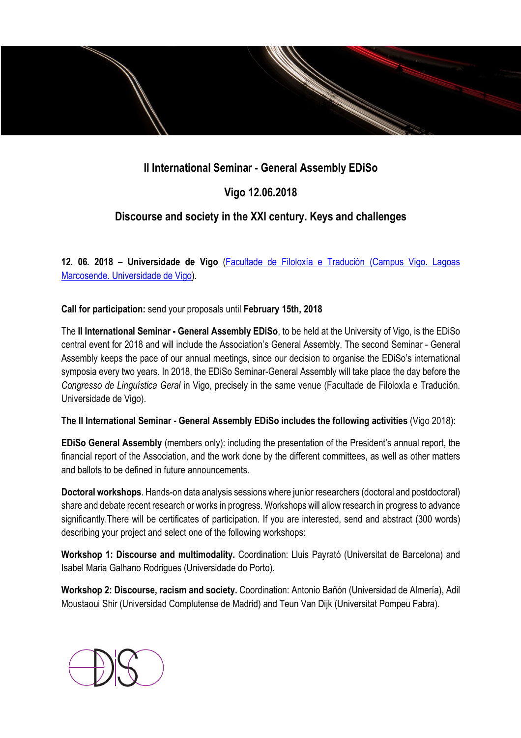## II International Seminar - General Assembly EDiSo

## Vigo 12.06.2018

## Discourse and society in the XXI century. Keys and challenges

**12. 06. 2018 – Universidade de Vigo** ([Facultade de Filoloxía e Tradución (Campus Vigo. Lagoas Marcosende. Universidade de Vigo]()).

**Call for participation:** send your proposals until **February 15th, 2018**

The **II International Seminar - General Assembly EDiSo**, to be held at the University of Vigo, is the EDiSo central event for 2018 and will include the Association's General Assembly. The second Seminar - General Assembly keeps the pace of our annual meetings, since our decision to organise the EDiSo's international symposia every two years. In 2018, the EDiSo Seminar-General Assembly will take place the day before the *Congresso de Linguística Geral* in Vigo, precisely in the same venue (Facultade de Filoloxía e Tradución. Universidade de Vigo).

**The II International Seminar - General Assembly EDiSo includes the following activities** (Vigo 2018):

**EDiSo General Assembly** (members only): including the presentation of the President's annual report, the financial report of the Association, and the work done by the different committees, as well as other matters and ballots to be defined in future announcements.

**Doctoral workshops**. Hands-on data analysis sessions where junior researchers (doctoral and postdoctoral) share and debate recent research or works in progress. Workshops will allow research in progress to advance significantly.There will be certificates of participation. If you are interested, send and abstract (300 words) describing your project and select one of the following workshops:

**Workshop 1: Discourse and multimodality.** Coordination: Lluis Payrató (Universitat de Barcelona) and Isabel Maria Galhano Rodrigues (Universidade do Porto).

**Workshop 2: Discourse, racism and society.** Coordination: Antonio Bañón (Universidad de Almería), Adil Moustaoui Shir (Universidad Complutense de Madrid) and Teun Van Dijk (Universitat Pompeu Fabra).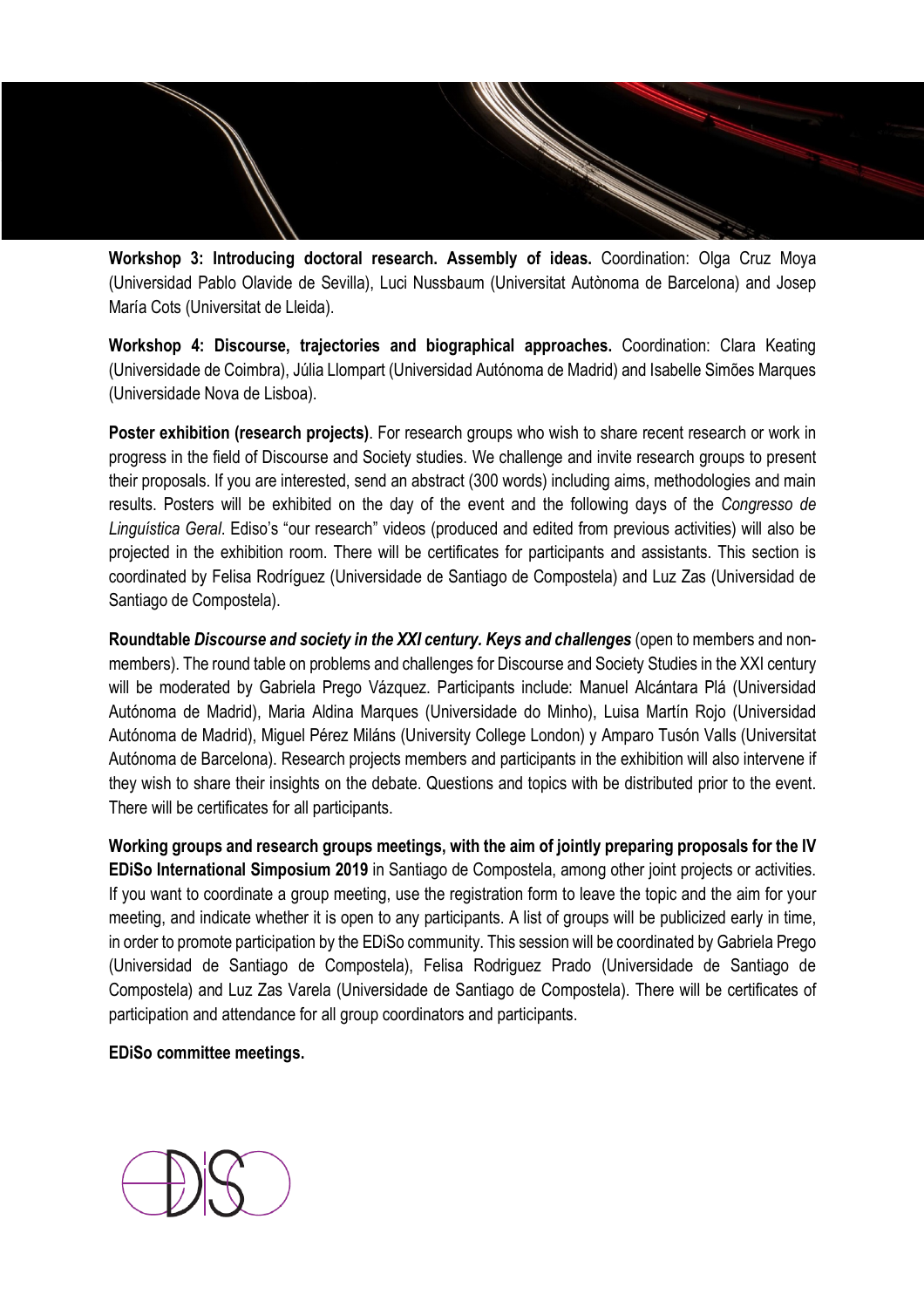**Workshop 3: Introducing doctoral research. Assembly of ideas.** Coordination: Olga Cruz Moya (Universidad Pablo Olavide de Sevilla), Luci Nussbaum (Universitat Autònoma de Barcelona) and Josep María Cots (Universitat de Lleida).

**Workshop 4: Discourse, trajectories and biographical approaches.** Coordination: Clara Keating (Universidade de Coimbra), Júlia Llompart (Universidad Autónoma de Madrid) and Isabelle Simões Marques (Universidade Nova de Lisboa).

**Poster exhibition (research projects)**. For research groups who wish to share recent research or work in progress in the field of Discourse and Society studies. We challenge and invite research groups to present their proposals. If you are interested, send an abstract (300 words) including aims, methodologies and main results. Posters will be exhibited on the day of the event and the following days of the *Congresso de Linguística Geral*. Ediso's "our research" videos (produced and edited from previous activities) will also be projected in the exhibition room. There will be certificates for participants and assistants. This section is coordinated by Felisa Rodríguez (Universidade de Santiago de Compostela) and Luz Zas (Universidad de Santiago de Compostela).

**Roundtable *Discourse and society in the XXI century. Keys and challenges*** (open to members and non-members). The round table on problems and challenges for Discourse and Society Studies in the XXI century will be moderated by Gabriela Prego Vázquez. Participants include: Manuel Alcántara Plá (Universidad Autónoma de Madrid), Maria Aldina Marques (Universidade do Minho), Luisa Martín Rojo (Universidad Autónoma de Madrid), Miguel Pérez Miláns (University College London) y Amparo Tusón Valls (Universitat Autónoma de Barcelona). Research projects members and participants in the exhibition will also intervene if they wish to share their insights on the debate. Questions and topics with be distributed prior to the event. There will be certificates for all participants.

**Working groups and research groups meetings, with the aim of jointly preparing proposals for the IV EDiSo International Simposium 2019** in Santiago de Compostela, among other joint projects or activities. If you want to coordinate a group meeting, use the registration form to leave the topic and the aim for your meeting, and indicate whether it is open to any participants. A list of groups will be publicized early in time, in order to promote participation by the EDiSo community. This session will be coordinated by Gabriela Prego (Universidad de Santiago de Compostela), Felisa Rodriguez Prado (Universidade de Santiago de Compostela) and Luz Zas Varela (Universidade de Santiago de Compostela). There will be certificates of participation and attendance for all group coordinators and participants.

**EDiSo committee meetings.**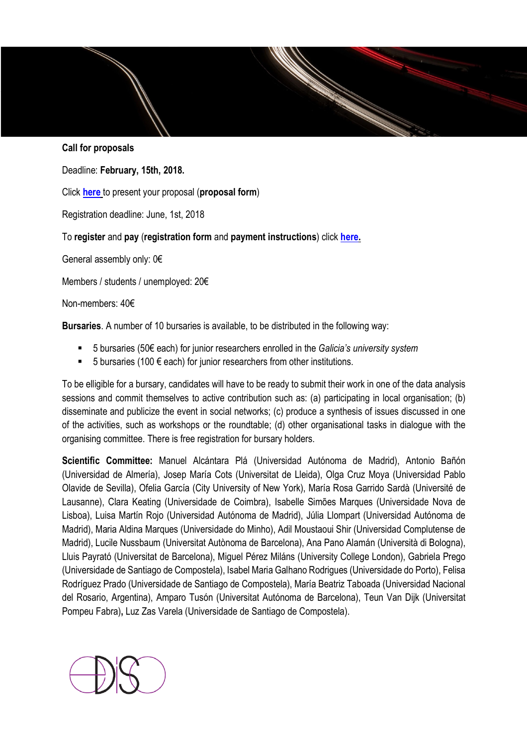**Call for proposals**

Deadline: **February, 15th, 2018.**

Click **here** to present your proposal (**proposal form**)

Registration deadline: June, 1st, 2018

To **register** and **pay** (**registration form** and **payment instructions**) click **here.**

General assembly only: 0€

Members / students / unemployed: 20€

Non-members: 40€

**Bursaries**. A number of 10 bursaries is available, to be distributed in the following way:

- 5 bursaries (50€ each) for junior researchers enrolled in the *Galicia's university system*
- 5 bursaries (100 € each) for junior researchers from other institutions.

To be elligible for a bursary, candidates will have to be ready to submit their work in one of the data analysis sessions and commit themselves to active contribution such as: (a) participating in local organisation; (b) disseminate and publicize the event in social networks; (c) produce a synthesis of issues discussed in one of the activities, such as workshops or the roundtable; (d) other organisational tasks in dialogue with the organising committee. There is free registration for bursary holders.

**Scientific Committee:** Manuel Alcántara Plá (Universidad Autónoma de Madrid), Antonio Bañón (Universidad de Almería), Josep María Cots (Universitat de Lleida), Olga Cruz Moya (Universidad Pablo Olavide de Sevilla), Ofelia García (City University of New York), María Rosa Garrido Sardà (Université de Lausanne), Clara Keating (Universidade de Coimbra), Isabelle Simões Marques (Universidade Nova de Lisboa), Luisa Martín Rojo (Universidad Autónoma de Madrid), Júlia Llompart (Universidad Autónoma de Madrid), Maria Aldina Marques (Universidade do Minho), Adil Moustaoui Shir (Universidad Complutense de Madrid), Lucile Nussbaum (Universitat Autònoma de Barcelona), Ana Pano Alamán (Università di Bologna), Lluis Payrató (Universitat de Barcelona), Miguel Pérez Miláns (University College London), Gabriela Prego (Universidade de Santiago de Compostela), Isabel Maria Galhano Rodrigues (Universidade do Porto), Felisa Rodríguez Prado (Universidade de Santiago de Compostela), María Beatriz Taboada (Universidad Nacional del Rosario, Argentina), Amparo Tusón (Universitat Autónoma de Barcelona), Teun Van Dijk (Universitat Pompeu Fabra), Luz Zas Varela (Universidade de Santiago de Compostela).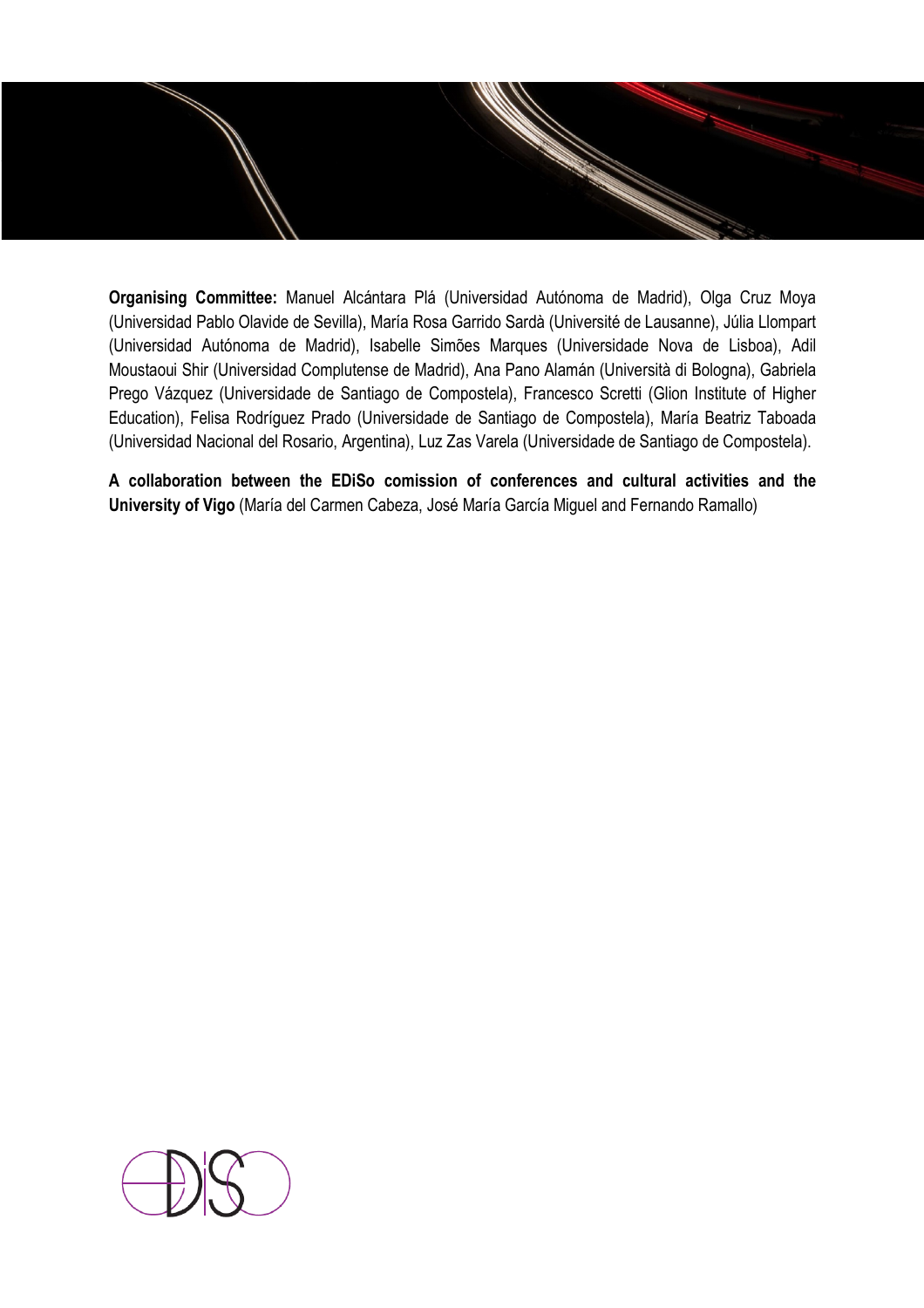**Organising Committee:** Manuel Alcántara Plá (Universidad Autónoma de Madrid), Olga Cruz Moya (Universidad Pablo Olavide de Sevilla), María Rosa Garrido Sardà (Université de Lausanne), Júlia Llompart (Universidad Autónoma de Madrid), Isabelle Simões Marques (Universidade Nova de Lisboa), Adil Moustaoui Shir (Universidad Complutense de Madrid), Ana Pano Alamán (Università di Bologna), Gabriela Prego Vázquez (Universidade de Santiago de Compostela), Francesco Scretti (Glion Institute of Higher Education), Felisa Rodríguez Prado (Universidade de Santiago de Compostela), María Beatriz Taboada (Universidad Nacional del Rosario, Argentina), Luz Zas Varela (Universidade de Santiago de Compostela).

**A collaboration between the EDiSo comission of conferences and cultural activities and the University of Vigo** (María del Carmen Cabeza, José María García Miguel and Fernando Ramallo)